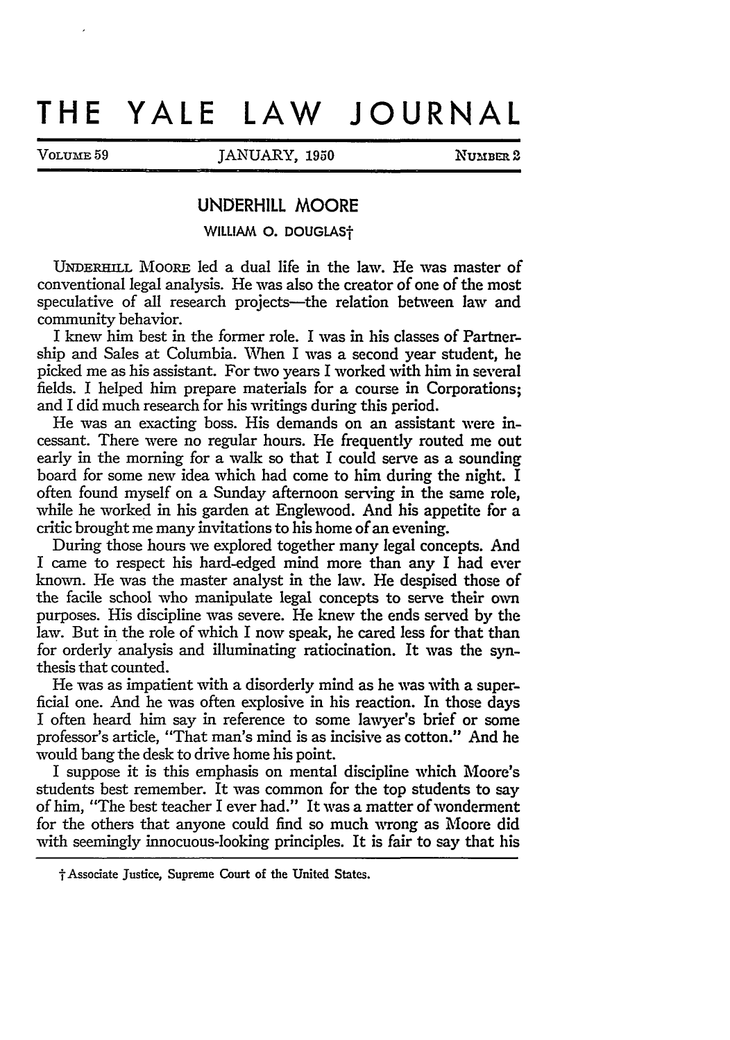# THE YALE LAW JOURNAL

VOLUME 59 JANUARY, 1950 NUMBER 2

## UNDERHILL MOORE

### WILLIAM O. DOUGLAS†

UNDERHILL MOORE led a dual life in the law. He was master of conventional legal analysis. He was also the creator of one of the most speculative of all research projects—the relation between law and community behavior.

I knew him best in the former role. I was in his classes of Partnership and Sales at Columbia. When I was a second year student, he picked me as his assistant. For two years I worked with him in several fields. I helped him prepare materials for a course in Corporations; and I did much research for his writings during this period.

He was an exacting boss. His demands on an assistant were incessant. There were no regular hours. He frequently routed me out early in the morning for a walk so that I could serve as a sounding board for some new idea which had come to him during the night. I often found myself on a Sunday afternoon serving in the same role, while he worked in his garden at Englewood. And his appetite for a critic brought me many invitations to his home of an evening.

During those hours we explored together many legal concepts. And I came to respect his hard-edged mind more than any I had ever known. He was the master analyst in the law. He despised those of the facile school who manipulate legal concepts to serve their own purposes. His discipline was severe. He knew the ends served by the law. But in the role of which I now speak, he cared less for that than for orderly analysis and illuminating ratiocination. It was the synthesis that counted.

He was as impatient with a disorderly mind as he was with a superficial one. And he was often explosive in his reaction. In those days I often heard him say in reference to some lawyer's brief or some professor's article, "That man's mind is as incisive as cotton." And he would bang the desk to drive home his point.

I suppose it is this emphasis on mental discipline which Moore's students best remember. It was common for the top students to say of him, "The best teacher I ever had." It was a matter of wonderment for the others that anyone could find so much wrong as Moore did with seemingly innocuous-looking principles. It is fair to say that his

† Associate Justice, Supreme Court of the United States.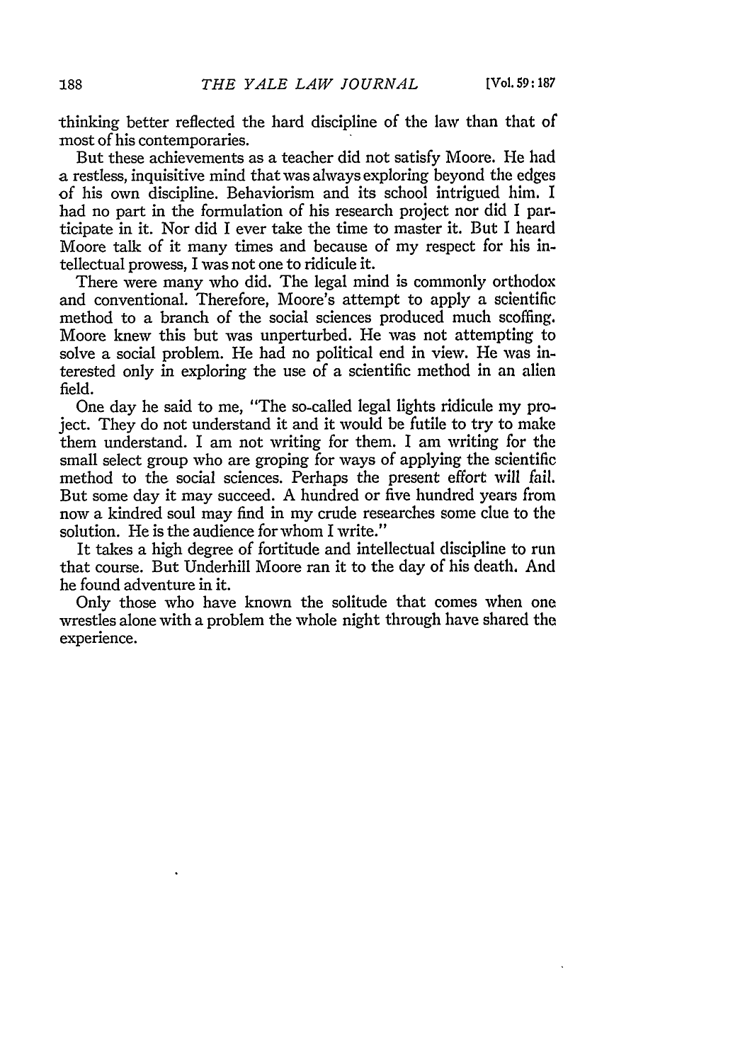thinking better reflected the hard discipline of the law than that of most of his contemporaries.

But these achievements as a teacher did not satisfy Moore. He had a restless, inquisitive mind that was always exploring beyond the edges of his own discipline. Behaviorism and its school intrigued him. I had no part in the formulation of his research project nor did I participate in it. Nor did I ever take the time to master it. But I heard Moore talk of it many times and because of my respect for his intellectual prowess, I was not one to ridicule it.

There were many who did. The legal mind is commonly orthodox and conventional. Therefore, Moore's attempt to apply a scientific method to a branch of the social sciences produced much scoffing. Moore knew this but was unperturbed. He was not attempting to solve a social problem. He had no political end in view. He was interested only in exploring the use of a scientific method in an alien field.

One day he said to me, "The so-called legal lights ridicule my project. They do not understand it and it would be futile to try to make them understand. I am not writing for them. I am writing for the small select group who are groping for ways of applying the scientific method to the social sciences. Perhaps the present effort will fail. But some day it may succeed. A hundred or five hundred years from now a kindred soul may find in my crude researches some clue to the solution. He is the audience for whom I write."

It takes a high degree of fortitude and intellectual discipline to run that course. But Underhill Moore ran it to the day of his death. And he found adventure in it.

Only those who have known the solitude that comes when one wrestles alone with a problem the whole night through have shared the experience.